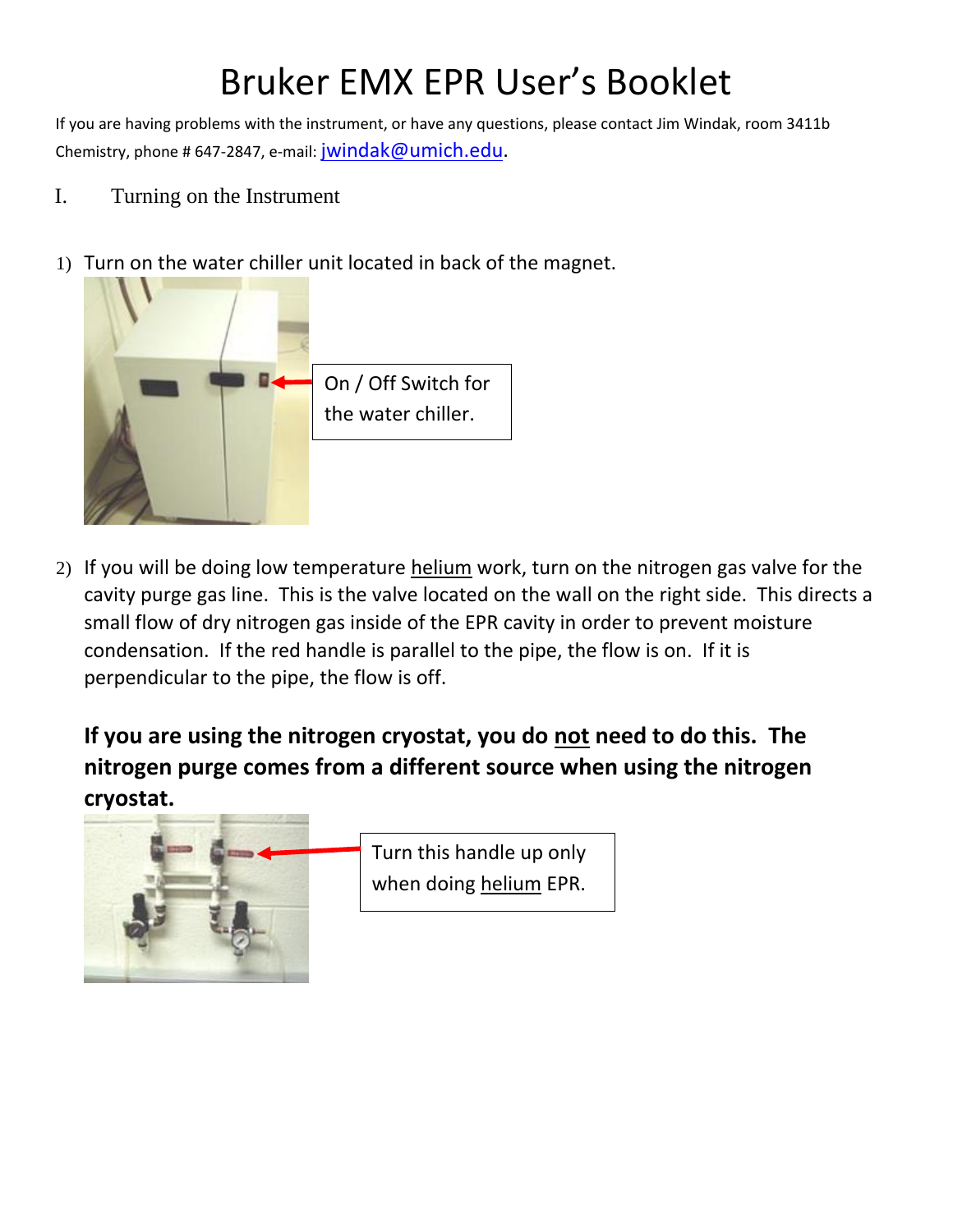# Bruker EMX EPR User's Booklet

If you are having problems with the instrument, or have any questions, please contact Jim Windak, room 3411b Chemistry, phone # 647-2847, e-mail: jwindak@umich.edu.

## I. Turning on the Instrument

1) Turn on the water chiller unit located in back of the magnet.

On / Off Switch for the water chiller.

2) If you will be doing low temperature helium work, turn on the nitrogen gas valve for the cavity purge gas line. This is the valve located on the wall on the right side. This directs a small flow of dry nitrogen gas inside of the EPR cavity in order to prevent moisture condensation. If the red handle is parallel to the pipe, the flow is on. If it is perpendicular to the pipe, the flow is off.

**If you are using the nitrogen cryostat, you do not need to do this. The nitrogen purge comes from a different source when using the nitrogen cryostat.**

Turn this handle up only when doing helium EPR.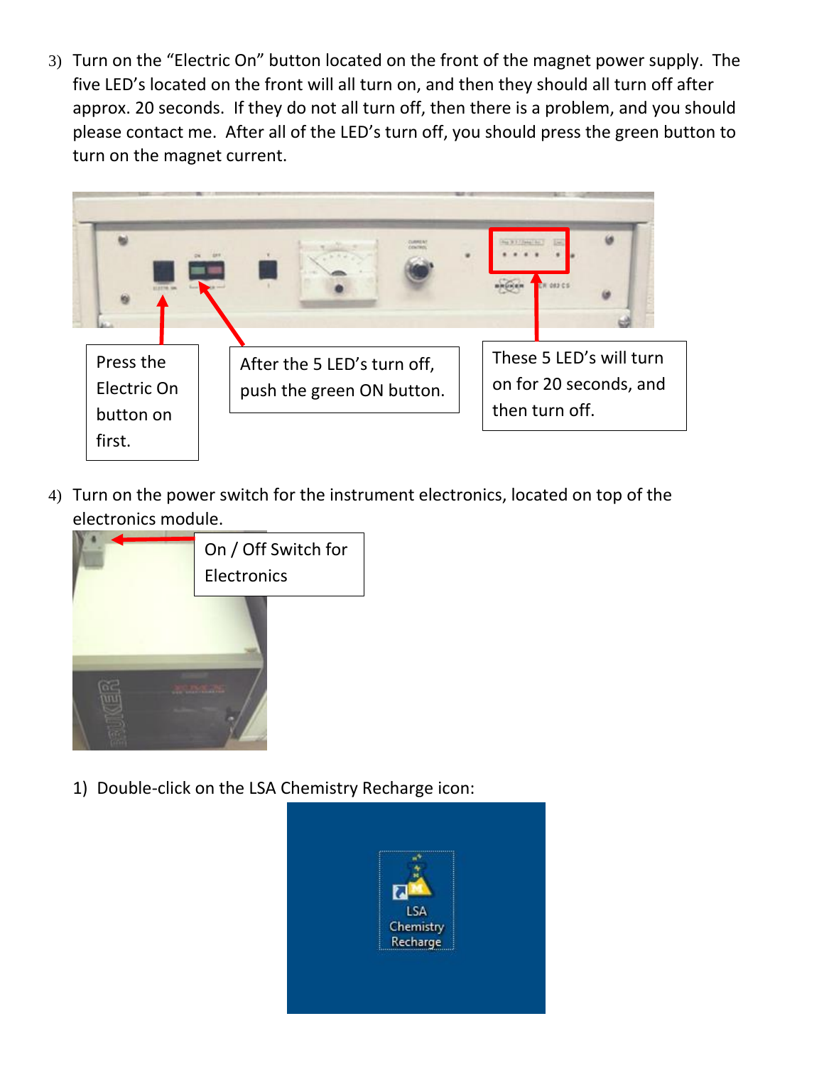3) Turn on the "Electric On" button located on the front of the magnet power supply. The five LED's located on the front will all turn on, and then they should all turn off after approx. 20 seconds. If they do not all turn off, then there is a problem, and you should please contact me. After all of the LED's turn off, you should press the green button to turn on the magnet current.

Press the Electric On button on first.

After the 5 LED's turn off, push the green ON button.

These 5 LED's will turn on for 20 seconds, and then turn off.

4) Turn on the power switch for the instrument electronics, located on top of the electronics module.

On / Off Switch for Electronics

1) Double-click on the LSA Chemistry Recharge icon: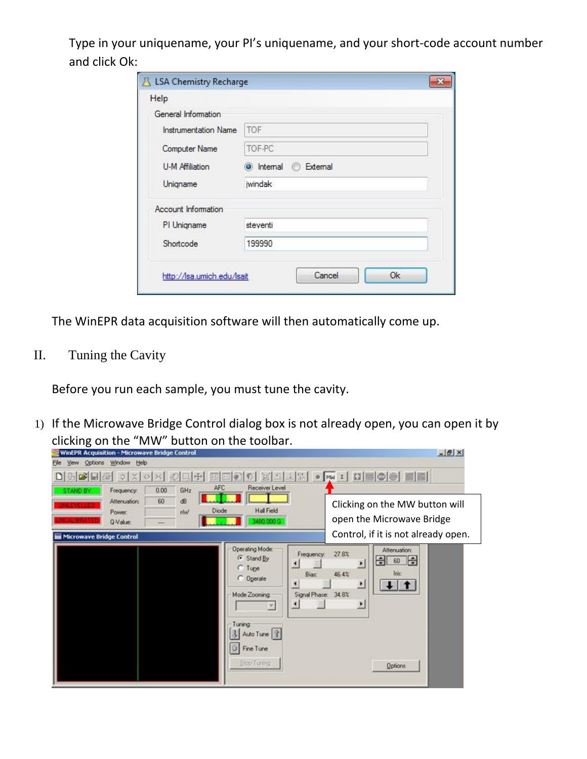Type in your uniquename, your PI's uniquename, and your short-code account number and click Ok:

The WinEPR data acquisition software will then automatically come up.

## II. Tuning the Cavity

Before you run each sample, you must tune the cavity.

1) If the Microwave Bridge Control dialog box is not already open, you can open it by clicking on the "MW" button on the toolbar.

Clicking on the MW button will open the Microwave Bridge Control, if it is not already open.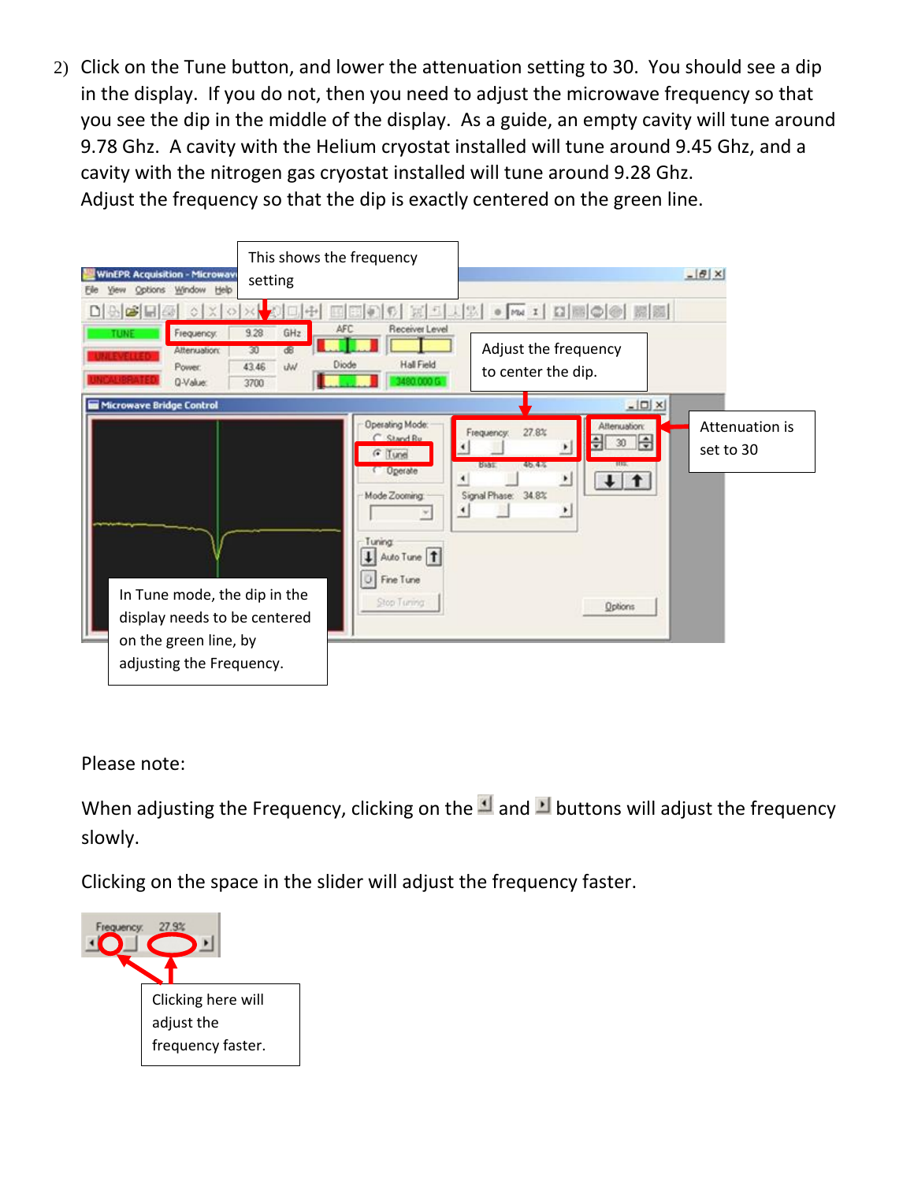2) Click on the Tune button, and lower the attenuation setting to 30. You should see a dip in the display. If you do not, then you need to adjust the microwave frequency so that you see the dip in the middle of the display. As a guide, an empty cavity will tune around 9.78 Ghz. A cavity with the Helium cryostat installed will tune around 9.45 Ghz, and a cavity with the nitrogen gas cryostat installed will tune around 9.28 Ghz.
Adjust the frequency so that the dip is exactly centered on the green line.

This shows the frequency setting

Adjust the frequency to center the dip.

Attenuation is set to 30

In Tune mode, the dip in the display needs to be centered on the green line, by adjusting the Frequency.

Please note:

When adjusting the Frequency, clicking on the ◄ and ► buttons will adjust the frequency slowly.

Clicking on the space in the slider will adjust the frequency faster.

Clicking here will adjust the frequency faster.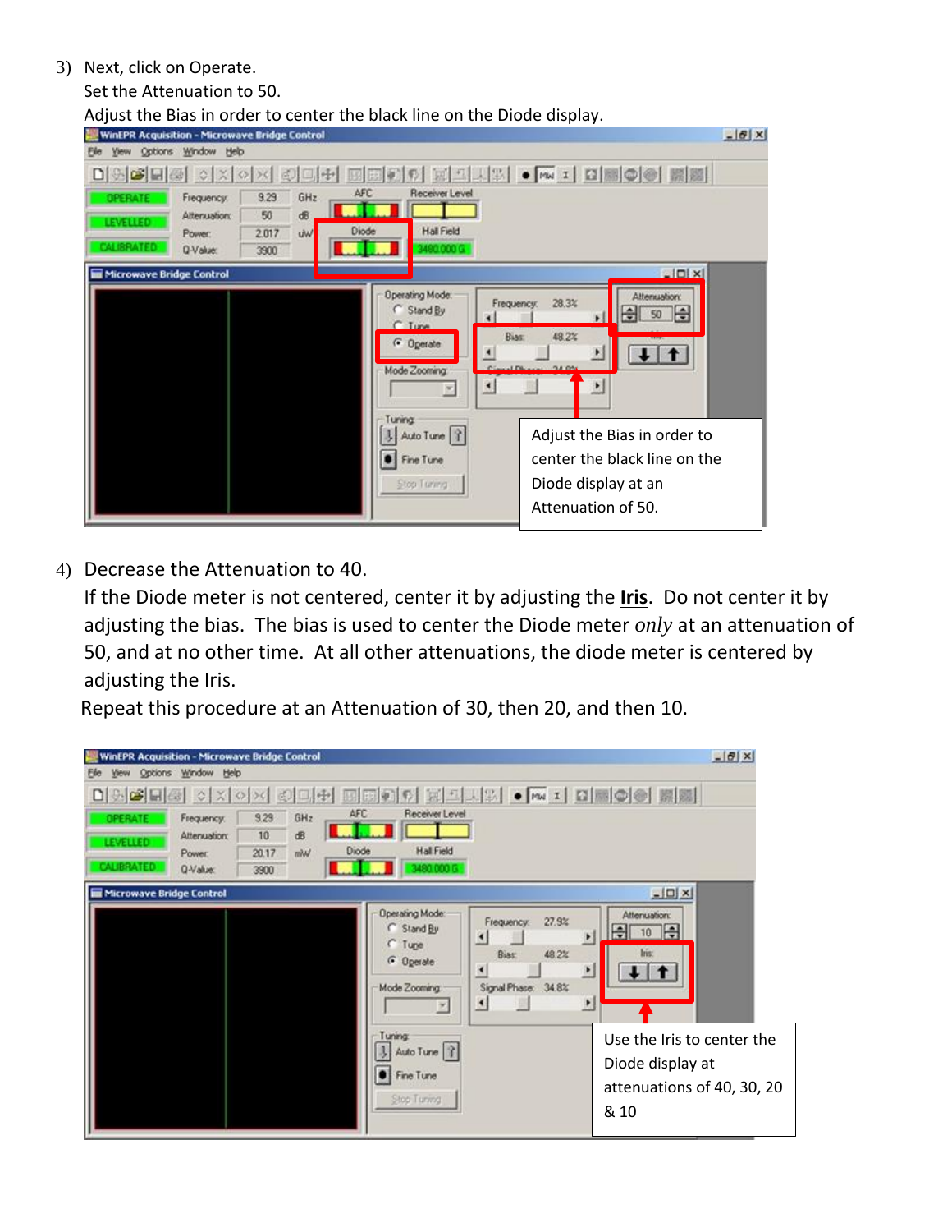3) Next, click on Operate.
   Set the Attenuation to 50.
   Adjust the Bias in order to center the black line on the Diode display.

Adjust the Bias in order to center the black line on the Diode display at an Attenuation of 50.

4) Decrease the Attenuation to 40.
   If the Diode meter is not centered, center it by adjusting the **Iris**. Do not center it by adjusting the bias. The bias is used to center the Diode meter *only* at an attenuation of 50, and at no other time. At all other attenuations, the diode meter is centered by adjusting the Iris.
   Repeat this procedure at an Attenuation of 30, then 20, and then 10.

Use the Iris to center the Diode display at attenuations of 40, 30, 20 & 10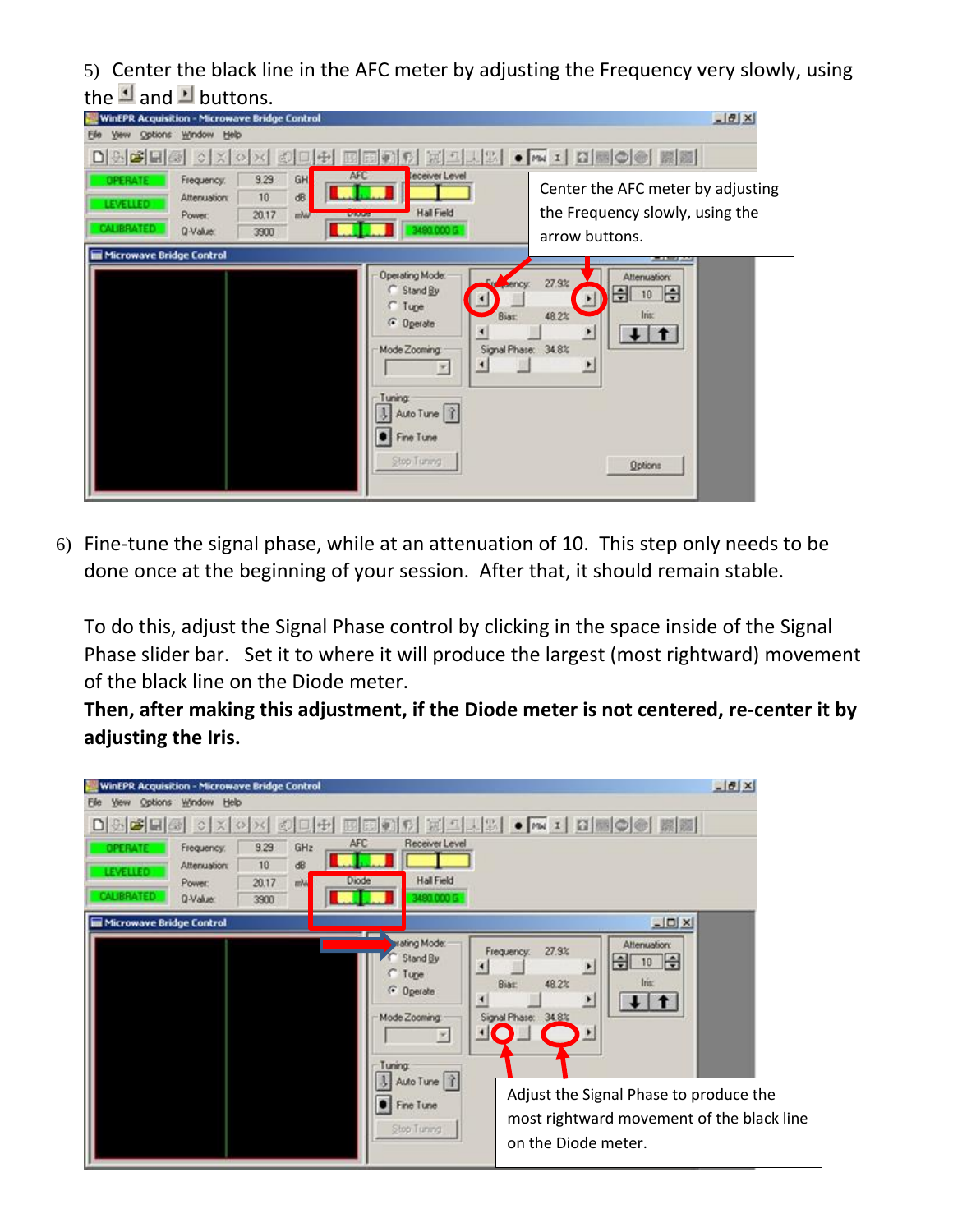5) Center the black line in the AFC meter by adjusting the Frequency very slowly, using the ◄ and ► buttons.

Center the AFC meter by adjusting the Frequency slowly, using the arrow buttons.

6) Fine-tune the signal phase, while at an attenuation of 10. This step only needs to be done once at the beginning of your session. After that, it should remain stable.

To do this, adjust the Signal Phase control by clicking in the space inside of the Signal Phase slider bar. Set it to where it will produce the largest (most rightward) movement of the black line on the Diode meter.

**Then, after making this adjustment, if the Diode meter is not centered, re-center it by adjusting the Iris.**

Adjust the Signal Phase to produce the most rightward movement of the black line on the Diode meter.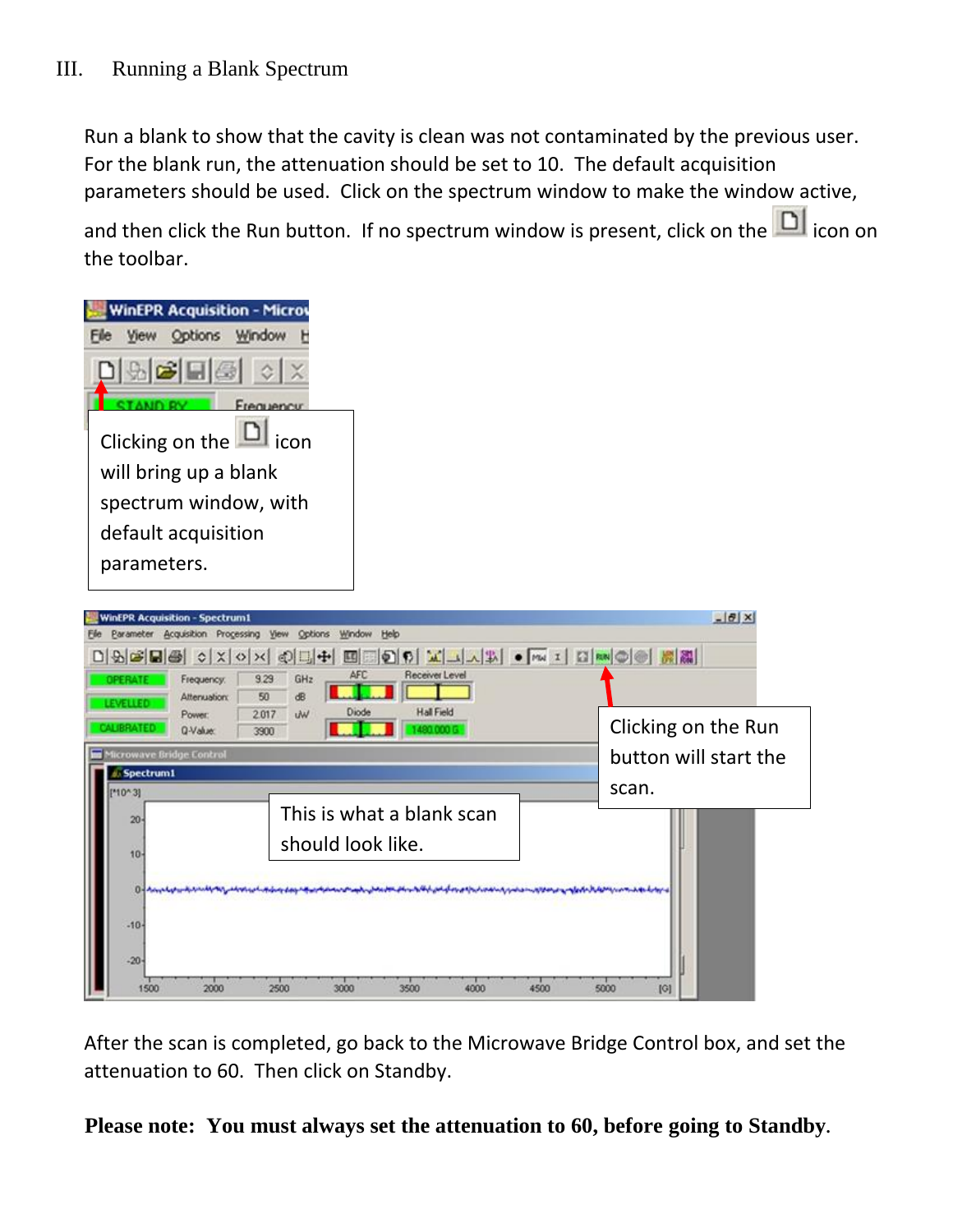III. Running a Blank Spectrum

Run a blank to show that the cavity is clean was not contaminated by the previous user. For the blank run, the attenuation should be set to 10. The default acquisition parameters should be used. Click on the spectrum window to make the window active, and then click the Run button. If no spectrum window is present, click on the icon on the toolbar.

Clicking on the icon will bring up a blank spectrum window, with default acquisition parameters.

Clicking on the Run button will start the scan.

This is what a blank scan should look like.

After the scan is completed, go back to the Microwave Bridge Control box, and set the attenuation to 60. Then click on Standby.

**Please note: You must always set the attenuation to 60, before going to Standby.**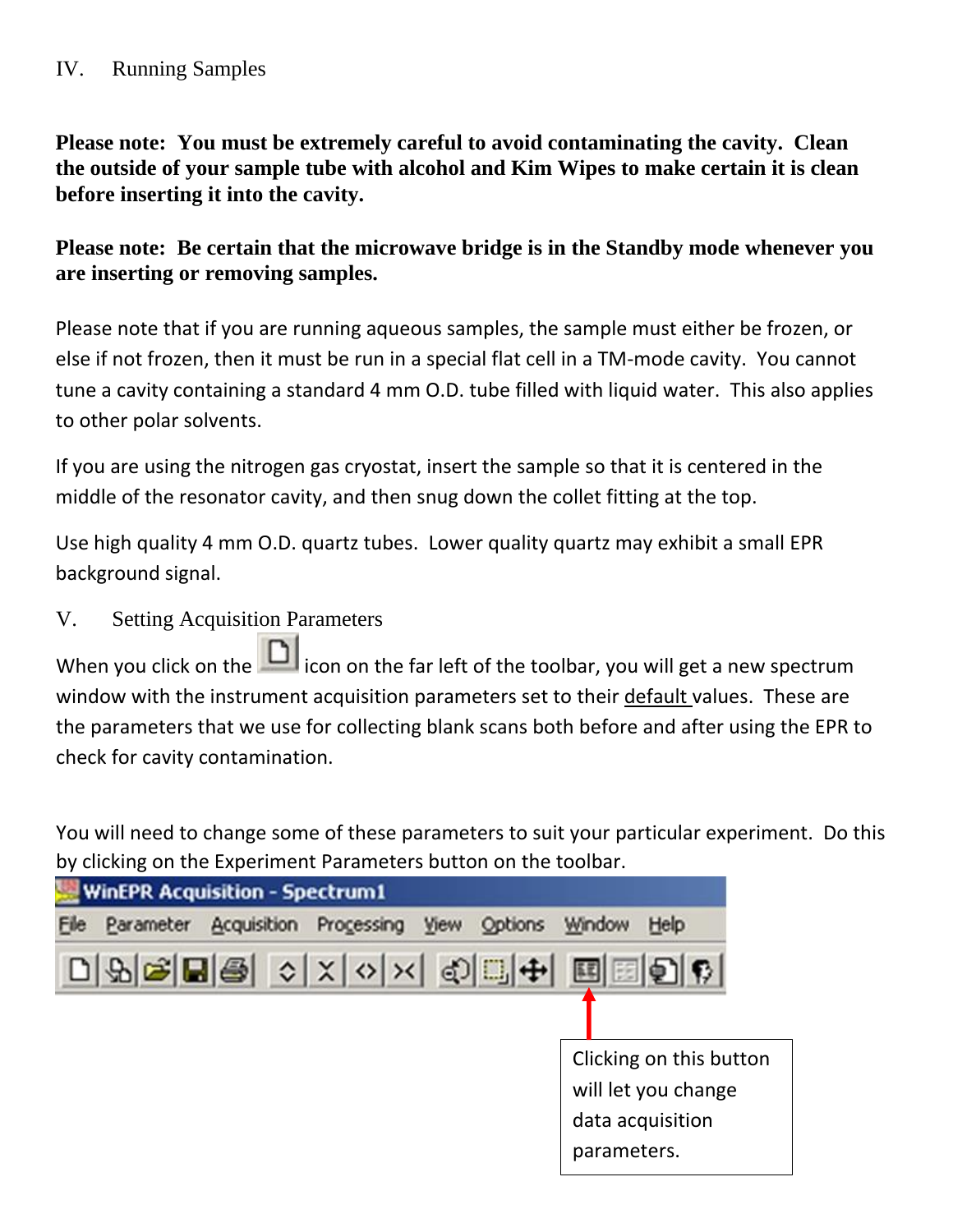## IV. Running Samples

**Please note: You must be extremely careful to avoid contaminating the cavity. Clean the outside of your sample tube with alcohol and Kim Wipes to make certain it is clean before inserting it into the cavity.**

**Please note: Be certain that the microwave bridge is in the Standby mode whenever you are inserting or removing samples.**

Please note that if you are running aqueous samples, the sample must either be frozen, or else if not frozen, then it must be run in a special flat cell in a TM-mode cavity. You cannot tune a cavity containing a standard 4 mm O.D. tube filled with liquid water. This also applies to other polar solvents.

If you are using the nitrogen gas cryostat, insert the sample so that it is centered in the middle of the resonator cavity, and then snug down the collet fitting at the top.

Use high quality 4 mm O.D. quartz tubes. Lower quality quartz may exhibit a small EPR background signal.

## V. Setting Acquisition Parameters

When you click on the icon on the far left of the toolbar, you will get a new spectrum window with the instrument acquisition parameters set to their default values. These are the parameters that we use for collecting blank scans both before and after using the EPR to check for cavity contamination.

You will need to change some of these parameters to suit your particular experiment. Do this by clicking on the Experiment Parameters button on the toolbar.

WinEPR Acquisition - Spectrum1

File Parameter Acquisition Processing View Options Window Help

Clicking on this button will let you change data acquisition parameters.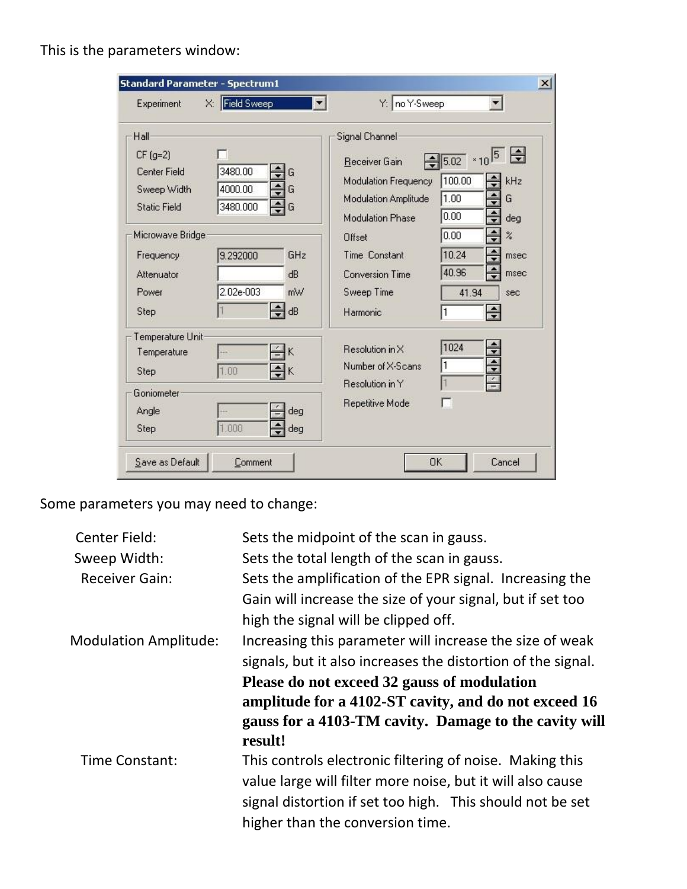This is the parameters window:

Some parameters you may need to change:

| | |
|---|---|
| Center Field: | Sets the midpoint of the scan in gauss. |
| Sweep Width: | Sets the total length of the scan in gauss. |
| Receiver Gain: | Sets the amplification of the EPR signal. Increasing the Gain will increase the size of your signal, but if set too high the signal will be clipped off. |
| Modulation Amplitude: | Increasing this parameter will increase the size of weak signals, but it also increases the distortion of the signal. **Please do not exceed 32 gauss of modulation amplitude for a 4102-ST cavity, and do not exceed 16 gauss for a 4103-TM cavity. Damage to the cavity will result!** |
| Time Constant: | This controls electronic filtering of noise. Making this value large will filter more noise, but it will also cause signal distortion if set too high. This should not be set higher than the conversion time. |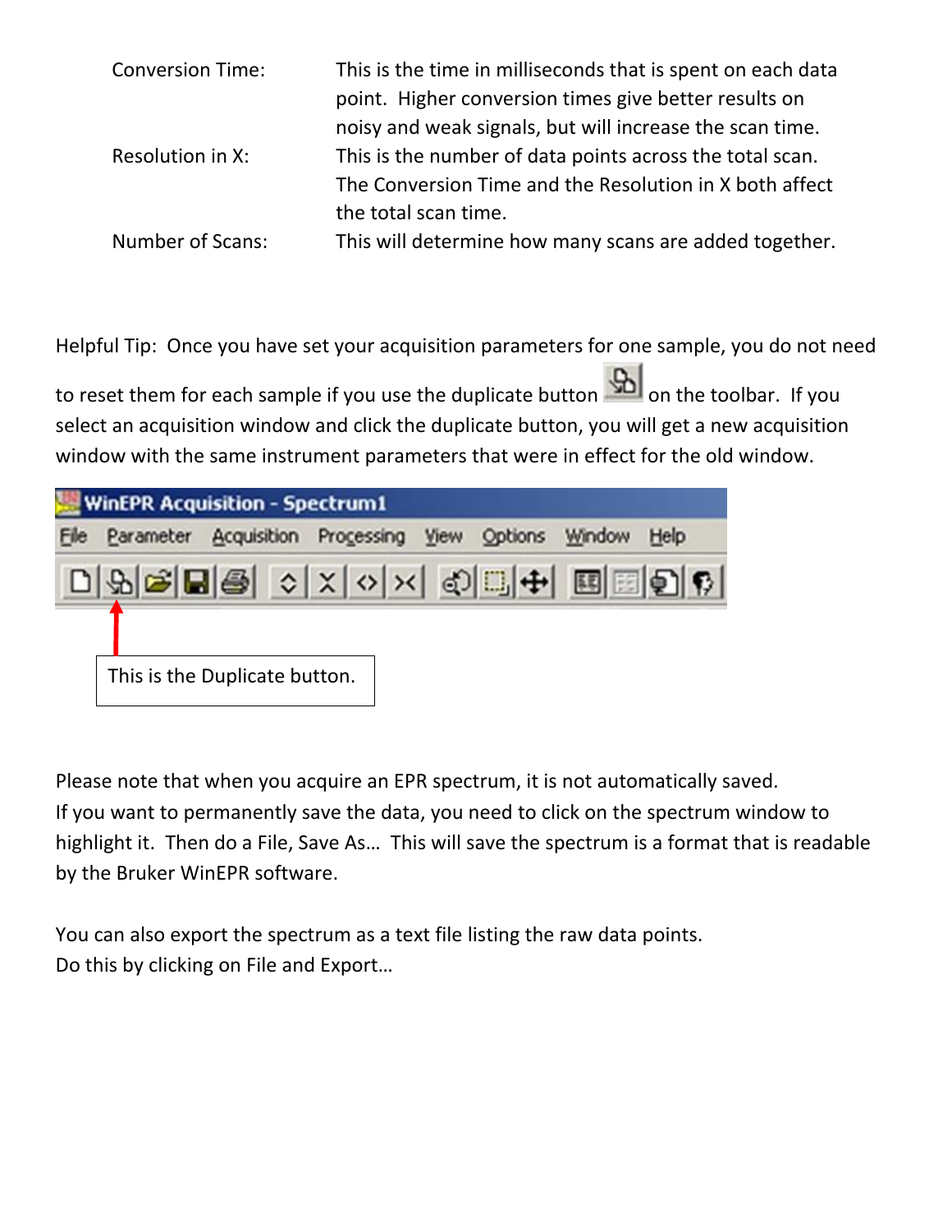Conversion Time: This is the time in milliseconds that is spent on each data point. Higher conversion times give better results on noisy and weak signals, but will increase the scan time.

Resolution in X: This is the number of data points across the total scan. The Conversion Time and the Resolution in X both affect the total scan time.

Number of Scans: This will determine how many scans are added together.

Helpful Tip: Once you have set your acquisition parameters for one sample, you do not need to reset them for each sample if you use the duplicate button on the toolbar. If you select an acquisition window and click the duplicate button, you will get a new acquisition window with the same instrument parameters that were in effect for the old window.

WinEPR Acquisition - Spectrum1

File Parameter Acquisition Processing View Options Window Help

This is the Duplicate button.

Please note that when you acquire an EPR spectrum, it is not automatically saved.
If you want to permanently save the data, you need to click on the spectrum window to highlight it. Then do a File, Save As… This will save the spectrum is a format that is readable by the Bruker WinEPR software.

You can also export the spectrum as a text file listing the raw data points.
Do this by clicking on File and Export…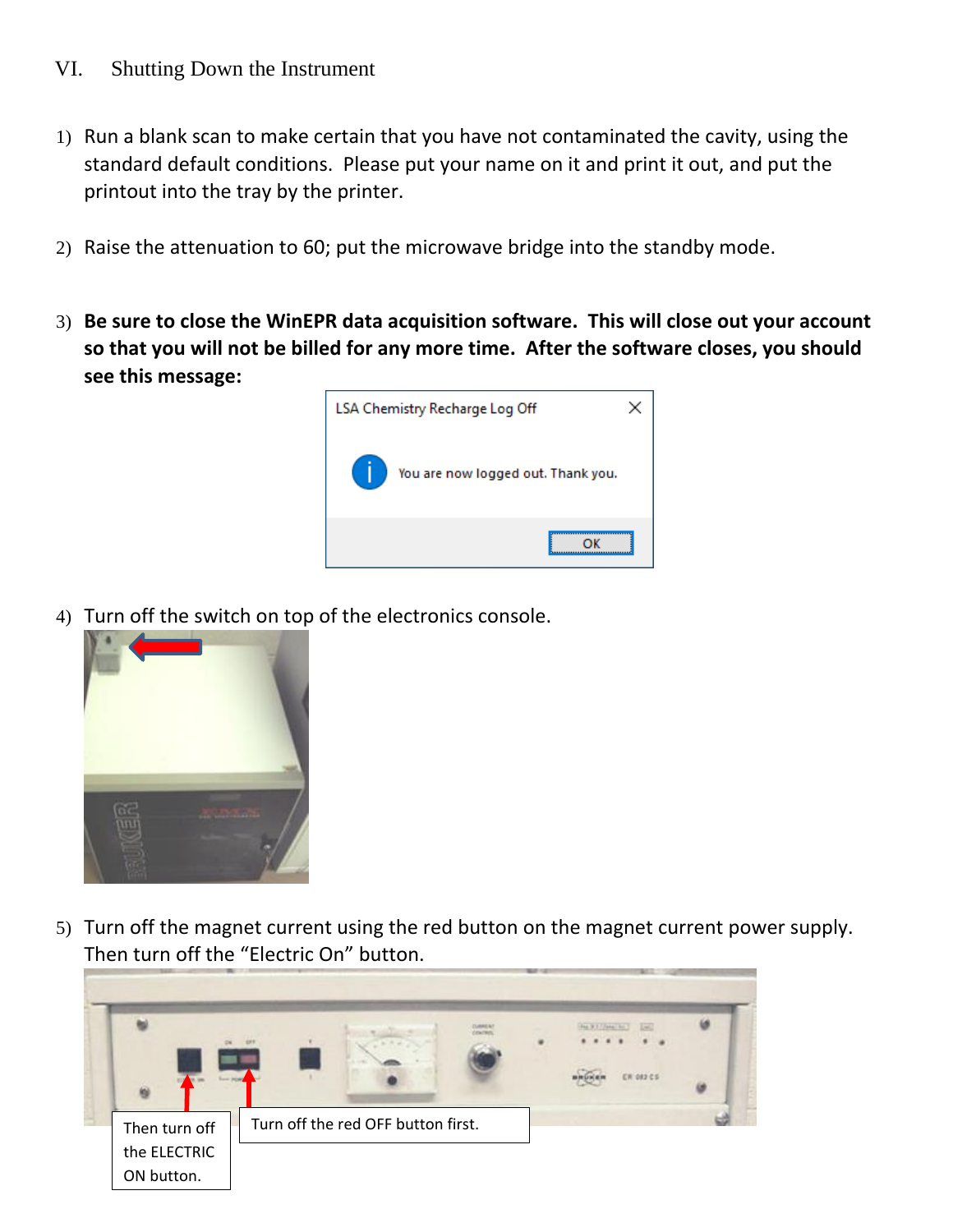## VI. Shutting Down the Instrument

1) Run a blank scan to make certain that you have not contaminated the cavity, using the standard default conditions. Please put your name on it and print it out, and put the printout into the tray by the printer.

2) Raise the attenuation to 60; put the microwave bridge into the standby mode.

3) **Be sure to close the WinEPR data acquisition software. This will close out your account so that you will not be billed for any more time. After the software closes, you should see this message:**

LSA Chemistry Recharge Log Off

You are now logged out. Thank you.

OK

4) Turn off the switch on top of the electronics console.

5) Turn off the magnet current using the red button on the magnet current power supply. Then turn off the "Electric On" button.

Then turn off the ELECTRIC ON button.

Turn off the red OFF button first.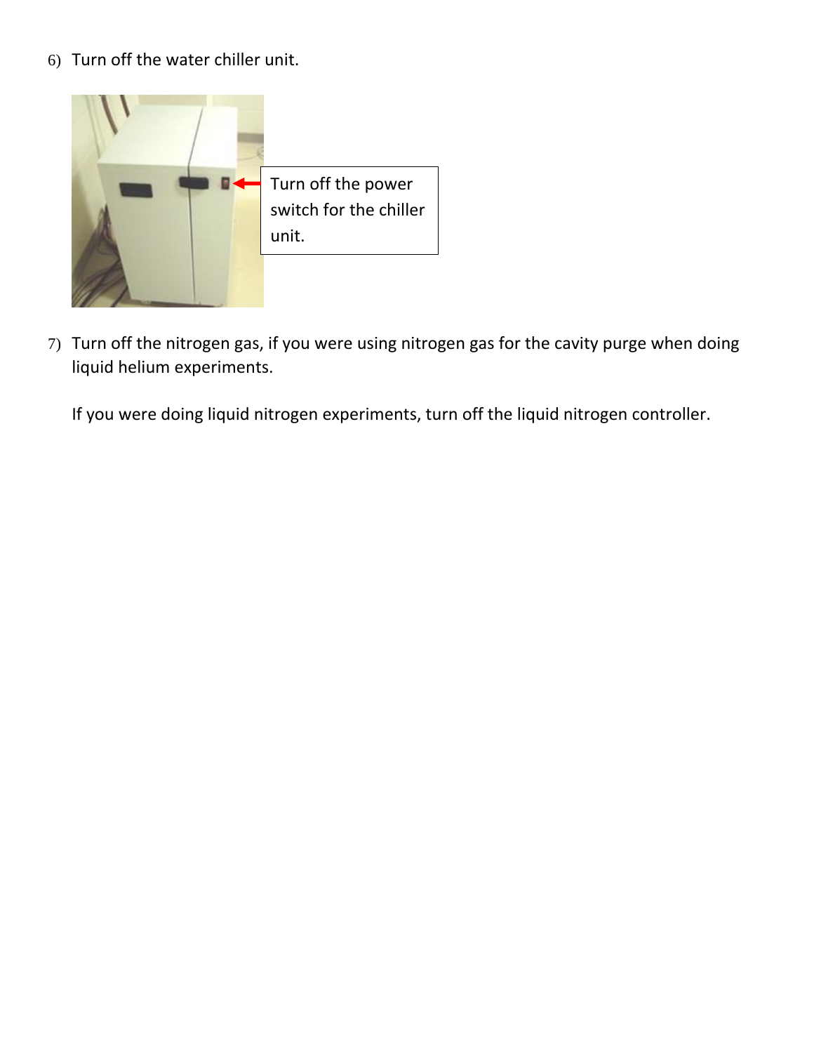6) Turn off the water chiller unit.

Turn off the power switch for the chiller unit.

7) Turn off the nitrogen gas, if you were using nitrogen gas for the cavity purge when doing liquid helium experiments.

   If you were doing liquid nitrogen experiments, turn off the liquid nitrogen controller.